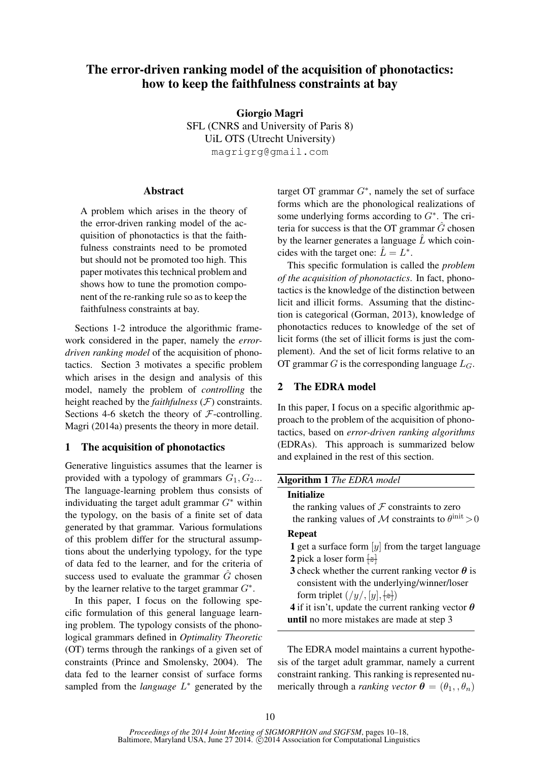# The error-driven ranking model of the acquisition of phonotactics: how to keep the faithfulness constraints at bay

**Giorgio Magri**
SFL (CNRS and University of Paris 8)
UiL OTS (Utrecht University)
magrigrg@gmail.com

## Abstract

A problem which arises in the theory of the error-driven ranking model of the acquisition of phonotactics is that the faithfulness constraints need to be promoted but should not be promoted too high. This paper motivates this technical problem and shows how to tune the promotion component of the re-ranking rule so as to keep the faithfulness constraints at bay.

Sections 1-2 introduce the algorithmic framework considered in the paper, namely the *error-driven ranking model* of the acquisition of phonotactics. Section 3 motivates a specific problem which arises in the design and analysis of this model, namely the problem of *controlling* the height reached by the *faithfulness* ($\mathcal{F}$) constraints. Sections 4-6 sketch the theory of $\mathcal{F}$-controlling. Magri (2014a) presents the theory in more detail.

## 1 The acquisition of phonotactics

Generative linguistics assumes that the learner is provided with a typology of grammars $G_1, G_2$... The language-learning problem thus consists of individuating the target adult grammar $G^*$ within the typology, on the basis of a finite set of data generated by that grammar. Various formulations of this problem differ for the structural assumptions about the underlying typology, for the type of data fed to the learner, and for the criteria of success used to evaluate the grammar $\hat{G}$ chosen by the learner relative to the target grammar $G^*$.

In this paper, I focus on the following specific formulation of this general language learning problem. The typology consists of the phonological grammars defined in *Optimality Theoretic* (OT) terms through the rankings of a given set of constraints (Prince and Smolensky, 2004). The data fed to the learner consist of surface forms sampled from the *language* $L^*$ generated by the target OT grammar $G^*$, namely the set of surface forms which are the phonological realizations of some underlying forms according to $G^*$. The criteria for success is that the OT grammar $\hat{G}$ chosen by the learner generates a language $\hat{L}$ which coincides with the target one: $\hat{L} = L^*$.

This specific formulation is called the *problem of the acquisition of phonotactics*. In fact, phonotactics is the knowledge of the distinction between licit and illicit forms. Assuming that the distinction is categorical (Gorman, 2013), knowledge of phonotactics reduces to knowledge of the set of licit forms (the set of illicit forms is just the complement). And the set of licit forms relative to an OT grammar $G$ is the corresponding language $L_G$.

## 2 The EDRA model

In this paper, I focus on a specific algorithmic approach to the problem of the acquisition of phonotactics, based on *error-driven ranking algorithms* (EDRAs). This approach is summarized below and explained in the rest of this section.

**Algorithm 1** *The EDRA model*

**Initialize**
 the ranking values of $\mathcal{F}$ constraints to zero
 the ranking values of $\mathcal{M}$ constraints to $\theta^{\text{init}} > 0$

**Repeat**
 **1** get a surface form $[y]$ from the target language
 **2** pick a loser form $\not[z\not]$
 **3** check whether the current ranking vector $\boldsymbol{\theta}$ is consistent with the underlying/winner/loser form triplet $(/y/, [y], \not[z\not])$
 **4** if it isn't, update the current ranking vector $\boldsymbol{\theta}$
**until** no more mistakes are made at step 3

The EDRA model maintains a current hypothesis of the target adult grammar, namely a current constraint ranking. This ranking is represented numerically through a *ranking vector* $\boldsymbol{\theta} = (\theta_1, , \theta_n)$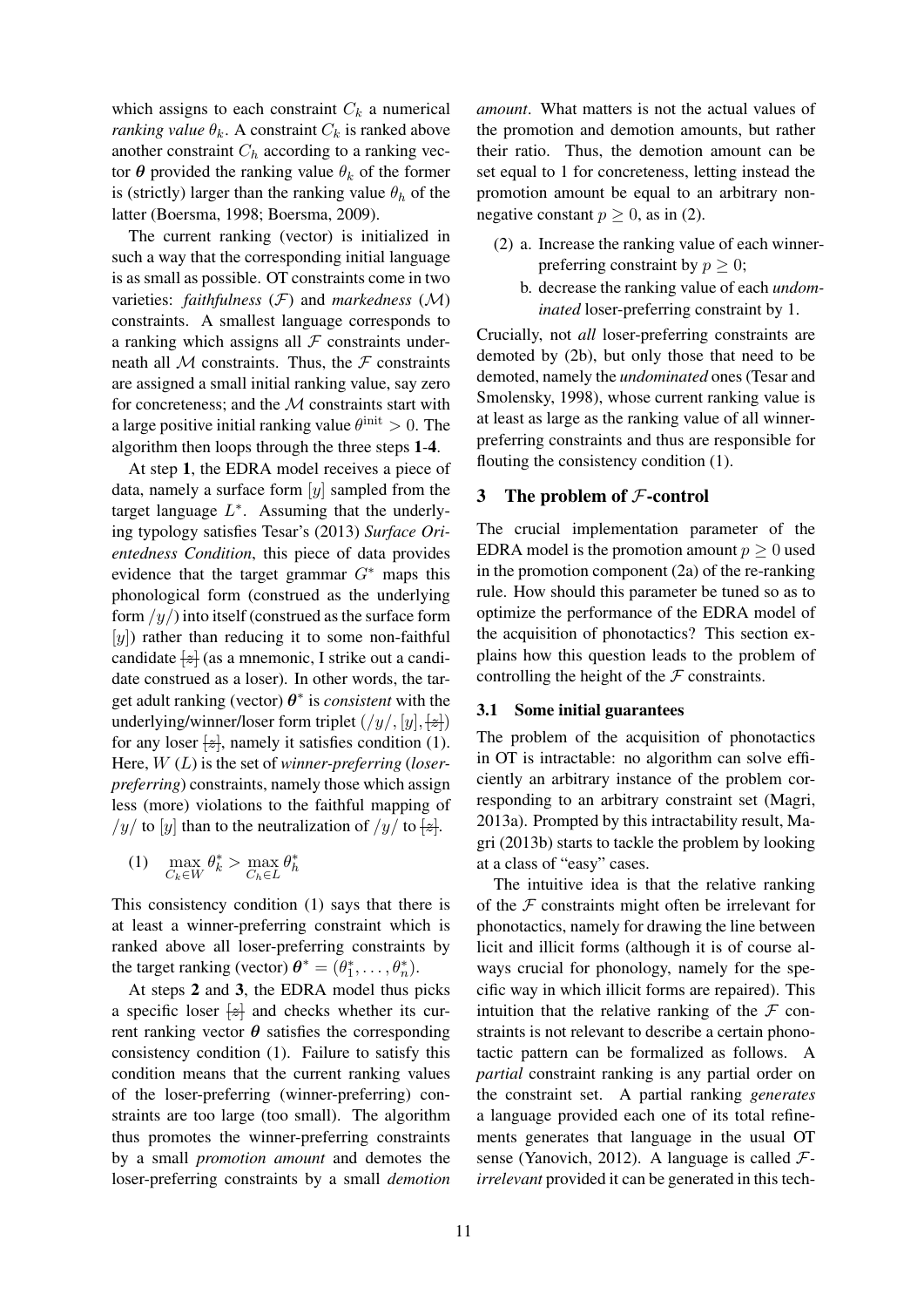which assigns to each constraint $C_k$ a numerical *ranking value* $\theta_k$. A constraint $C_k$ is ranked above another constraint $C_h$ according to a ranking vector $\boldsymbol{\theta}$ provided the ranking value $\theta_k$ of the former is (strictly) larger than the ranking value $\theta_h$ of the latter (Boersma, 1998; Boersma, 2009).

The current ranking (vector) is initialized in such a way that the corresponding initial language is as small as possible. OT constraints come in two varieties: *faithfulness* ($\mathcal{F}$) and *markedness* ($\mathcal{M}$) constraints. A smallest language corresponds to a ranking which assigns all $\mathcal{F}$ constraints underneath all $\mathcal{M}$ constraints. Thus, the $\mathcal{F}$ constraints are assigned a small initial ranking value, say zero for concreteness; and the $\mathcal{M}$ constraints start with a large positive initial ranking value $\theta^{\text{init}} > 0$. The algorithm then loops through the three steps **1**-**4**.

At step **1**, the EDRA model receives a piece of data, namely a surface form $[y]$ sampled from the target language $L^*$. Assuming that the underlying typology satisfies Tesar's (2013) *Surface Orientedness Condition*, this piece of data provides evidence that the target grammar $G^*$ maps this phonological form (construed as the underlying form $/y/$) into itself (construed as the surface form $[y]$) rather than reducing it to some non-faithful candidate ~~[z]~~ (as a mnemonic, I strike out a candidate construed as a loser). In other words, the target adult ranking (vector) $\boldsymbol{\theta}^*$ is *consistent* with the underlying/winner/loser form triplet $(/y/, [y], \text{~~[z]~~})$ for any loser ~~[z]~~, namely it satisfies condition (1). Here, $W$ ($L$) is the set of *winner-preferring* (*loser-preferring*) constraints, namely those which assign less (more) violations to the faithful mapping of $/y/$ to $[y]$ than to the neutralization of $/y/$ to ~~[z]~~.

(1) $\max_{C_k \in W} \theta^*_k > \max_{C_h \in L} \theta^*_h$

This consistency condition (1) says that there is at least a winner-preferring constraint which is ranked above all loser-preferring constraints by the target ranking (vector) $\boldsymbol{\theta}^* = (\theta^*_1, \ldots, \theta^*_n)$.

At steps **2** and **3**, the EDRA model thus picks a specific loser ~~[z]~~ and checks whether its current ranking vector $\boldsymbol{\theta}$ satisfies the corresponding consistency condition (1). Failure to satisfy this condition means that the current ranking values of the loser-preferring (winner-preferring) constraints are too large (too small). The algorithm thus promotes the winner-preferring constraints by a small *promotion amount* and demotes the loser-preferring constraints by a small *demotion amount*. What matters is not the actual values of the promotion and demotion amounts, but rather their ratio. Thus, the demotion amount can be set equal to 1 for concreteness, letting instead the promotion amount be equal to an arbitrary non-negative constant $p \geq 0$, as in (2).

(2) a. Increase the ranking value of each winner-preferring constraint by $p \geq 0$;
   b. decrease the ranking value of each *undominated* loser-preferring constraint by 1.

Crucially, not *all* loser-preferring constraints are demoted by (2b), but only those that need to be demoted, namely the *undominated* ones (Tesar and Smolensky, 1998), whose current ranking value is at least as large as the ranking value of all winner-preferring constraints and thus are responsible for flouting the consistency condition (1).

## 3 The problem of $\mathcal{F}$-control

The crucial implementation parameter of the EDRA model is the promotion amount $p \geq 0$ used in the promotion component (2a) of the re-ranking rule. How should this parameter be tuned so as to optimize the performance of the EDRA model of the acquisition of phonotactics? This section explains how this question leads to the problem of controlling the height of the $\mathcal{F}$ constraints.

### 3.1 Some initial guarantees

The problem of the acquisition of phonotactics in OT is intractable: no algorithm can solve efficiently an arbitrary instance of the problem corresponding to an arbitrary constraint set (Magri, 2013a). Prompted by this intractability result, Magri (2013b) starts to tackle the problem by looking at a class of "easy" cases.

The intuitive idea is that the relative ranking of the $\mathcal{F}$ constraints might often be irrelevant for phonotactics, namely for drawing the line between licit and illicit forms (although it is of course always crucial for phonology, namely for the specific way in which illicit forms are repaired). This intuition that the relative ranking of the $\mathcal{F}$ constraints is not relevant to describe a certain phonotactic pattern can be formalized as follows. A *partial* constraint ranking is any partial order on the constraint set. A partial ranking *generates* a language provided each one of its total refinements generates that language in the usual OT sense (Yanovich, 2012). A language is called $\mathcal{F}$-*irrelevant* provided it can be generated in this tech-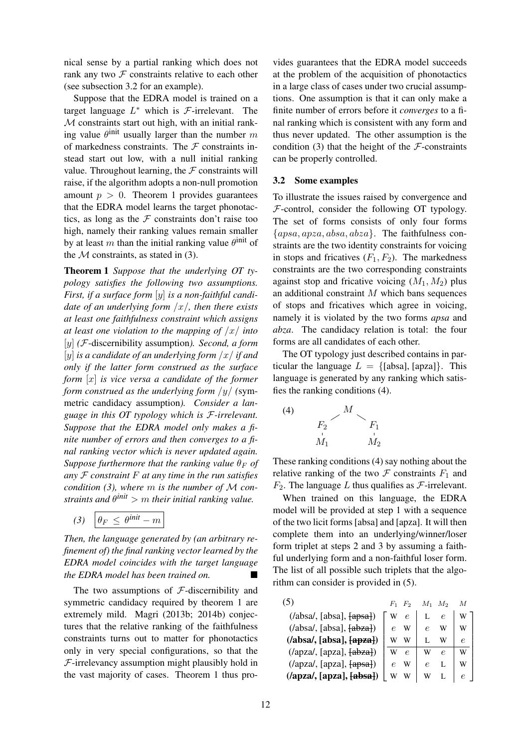nical sense by a partial ranking which does not rank any two $\mathcal{F}$ constraints relative to each other (see subsection 3.2 for an example).

Suppose that the EDRA model is trained on a target language $L^*$ which is $\mathcal{F}$-irrelevant. The $\mathcal{M}$ constraints start out high, with an initial ranking value $\theta^{\text{init}}$ usually larger than the number $m$ of markedness constraints. The $\mathcal{F}$ constraints instead start out low, with a null initial ranking value. Throughout learning, the $\mathcal{F}$ constraints will raise, if the algorithm adopts a non-null promotion amount $p > 0$. Theorem 1 provides guarantees that the EDRA model learns the target phonotactics, as long as the $\mathcal{F}$ constraints don't raise too high, namely their ranking values remain smaller by at least $m$ than the initial ranking value $\theta^{\text{init}}$ of the $\mathcal{M}$ constraints, as stated in (3).

**Theorem 1** *Suppose that the underlying OT typology satisfies the following two assumptions. First, if a surface form $[y]$ is a non-faithful candidate of an underlying form $/x/$, then there exists at least one faithfulness constraint which assigns at least one violation to the mapping of $/x/$ into $[y]$ (*$\mathcal{F}$-discernibility assumption*). Second, a form $[y]$ is a candidate of an underlying form $/x/$ if and only if the latter form construed as the surface form $[x]$ is vice versa a candidate of the former form construed as the underlying form $/y/$ (*symmetric candidacy assumption*). Consider a language in this OT typology which is $\mathcal{F}$-irrelevant. Suppose that the EDRA model only makes a finite number of errors and then converges to a final ranking vector which is never updated again. Suppose furthermore that the ranking value $\theta_F$ of any $\mathcal{F}$ constraint $F$ at any time in the run satisfies condition (3), where $m$ is the number of $\mathcal{M}$ constraints and $\theta^{init} > m$ their initial ranking value.*

(3) $\boxed{\theta_F \leq \theta^{init} - m}$

*Then, the language generated by (an arbitrary refinement of) the final ranking vector learned by the EDRA model coincides with the target language the EDRA model has been trained on.* ■

The two assumptions of $\mathcal{F}$-discernibility and symmetric candidacy required by theorem 1 are extremely mild. Magri (2013b; 2014b) conjectures that the relative ranking of the faithfulness constraints turns out to matter for phonotactics only in very special configurations, so that the $\mathcal{F}$-irrelevancy assumption might plausibly hold in the vast majority of cases. Theorem 1 thus provides guarantees that the EDRA model succeeds at the problem of the acquisition of phonotactics in a large class of cases under two crucial assumptions. One assumption is that it can only make a finite number of errors before it *converges* to a final ranking which is consistent with any form and thus never updated. The other assumption is the condition (3) that the height of the $\mathcal{F}$-constraints can be properly controlled.

### 3.2 Some examples

To illustrate the issues raised by convergence and $\mathcal{F}$-control, consider the following OT typology. The set of forms consists of only four forms $\{apsa, apza, absa, abza\}$. The faithfulness constraints are the two identity constraints for voicing in stops and fricatives ($F_1, F_2$). The markedness constraints are the two corresponding constraints against stop and fricative voicing ($M_1, M_2$) plus an additional constraint $M$ which bans sequences of stops and fricatives which agree in voicing, namely it is violated by the two forms *apsa* and *abza*. The candidacy relation is total: the four forms are all candidates of each other.

The OT typology just described contains in particular the language $L = \{$[absa], [apza]$\}$. This language is generated by any ranking which satisfies the ranking conditions (4).

(4)
$$
\begin{array}{ccc}
 & M & \\
F_2 & & F_1 \\
M_1 & & M_2
\end{array}
$$
($M$ dominates $F_2$ and $F_1$; $F_2$ dominates $M_1$; $F_1$ dominates $M_2$)

These ranking conditions (4) say nothing about the relative ranking of the two $\mathcal{F}$ constraints $F_1$ and $F_2$. The language $L$ thus qualifies as $\mathcal{F}$-irrelevant.

When trained on this language, the EDRA model will be provided at step 1 with a sequence of the two licit forms [absa] and [apza]. It will then complete them into an underlying/winner/loser form triplet at steps 2 and 3 by assuming a faithful underlying form and a non-faithful loser form. The list of all possible such triplets that the algorithm can consider is provided in (5).

(5)

| | $F_1$ | $F_2$ | $M_1$ | $M_2$ | $M$ |
|---|---|---|---|---|---|
| (/absa/, [absa], ~~[apsa]~~) | W | $e$ | L | $e$ | W |
| (/absa/, [absa], ~~[abza]~~) | $e$ | W | $e$ | W | W |
| **(/absa/, [absa], ~~[apza]~~)** | W | W | L | W | $e$ |
| (/apza/, [apza], ~~[abza]~~) | W | $e$ | W | $e$ | W |
| (/apza/, [apza], ~~[apsa]~~) | $e$ | W | $e$ | L | W |
| **(/apza/, [apza], ~~[absa]~~)** | W | W | W | L | $e$ |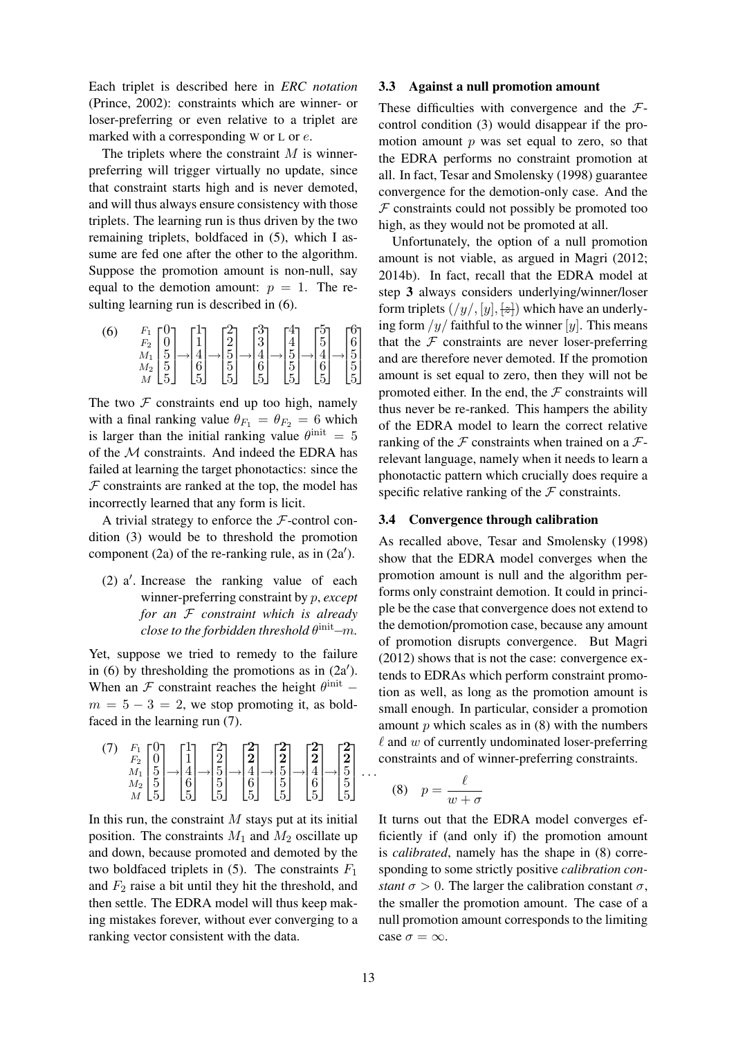Each triplet is described here in *ERC notation* (Prince, 2002): constraints which are winner- or loser-preferring or even relative to a triplet are marked with a corresponding W or L or $e$.

The triplets where the constraint $M$ is winner-preferring will trigger virtually no update, since that constraint starts high and is never demoted, and will thus always ensure consistency with those triplets. The learning run is thus driven by the two remaining triplets, boldfaced in (5), which I assume are fed one after the other to the algorithm. Suppose the promotion amount is non-null, say equal to the demotion amount: $p = 1$. The resulting learning run is described in (6).

$$\text{(6)}\quad \begin{matrix} F_1 \\ F_2 \\ M_1 \\ M_2 \\ M \end{matrix} \begin{bmatrix} 0 \\ 0 \\ 5 \\ 5 \\ 5 \end{bmatrix} \rightarrow \begin{bmatrix} 1 \\ 1 \\ 4 \\ 6 \\ 5 \end{bmatrix} \rightarrow \begin{bmatrix} 2 \\ 2 \\ 5 \\ 5 \\ 5 \end{bmatrix} \rightarrow \begin{bmatrix} 3 \\ 3 \\ 4 \\ 6 \\ 5 \end{bmatrix} \rightarrow \begin{bmatrix} 4 \\ 4 \\ 5 \\ 5 \\ 5 \end{bmatrix} \rightarrow \begin{bmatrix} 5 \\ 5 \\ 4 \\ 6 \\ 5 \end{bmatrix} \rightarrow \begin{bmatrix} 6 \\ 6 \\ 5 \\ 5 \\ 5 \end{bmatrix}$$

The two $\mathcal{F}$ constraints end up too high, namely with a final ranking value $\theta_{F_1} = \theta_{F_2} = 6$ which is larger than the initial ranking value $\theta^{\text{init}} = 5$ of the $\mathcal{M}$ constraints. And indeed the EDRA has failed at learning the target phonotactics: since the $\mathcal{F}$ constraints are ranked at the top, the model has incorrectly learned that any form is licit.

A trivial strategy to enforce the $\mathcal{F}$-control condition (3) would be to threshold the promotion component (2a) of the re-ranking rule, as in (2a′).

(2) a′. Increase the ranking value of each winner-preferring constraint by $p$, *except for an $\mathcal{F}$ constraint which is already close to the forbidden threshold $\theta^{\text{init}}$–$m$.*

Yet, suppose we tried to remedy to the failure in (6) by thresholding the promotions as in (2a′). When an $\mathcal{F}$ constraint reaches the height $\theta^{\text{init}} - m = 5 - 3 = 2$, we stop promoting it, as boldfaced in the learning run (7).

$$\text{(7)}\quad \begin{matrix} F_1 \\ F_2 \\ M_1 \\ M_2 \\ M \end{matrix} \begin{bmatrix} 0 \\ 0 \\ 5 \\ 5 \\ 5 \end{bmatrix} \rightarrow \begin{bmatrix} 1 \\ 1 \\ 4 \\ 6 \\ 5 \end{bmatrix} \rightarrow \begin{bmatrix} 2 \\ 2 \\ 5 \\ 5 \\ 5 \end{bmatrix} \rightarrow \begin{bmatrix} \mathbf{2} \\ \mathbf{2} \\ 4 \\ 6 \\ 5 \end{bmatrix} \rightarrow \begin{bmatrix} \mathbf{2} \\ \mathbf{2} \\ 5 \\ 5 \\ 5 \end{bmatrix} \rightarrow \begin{bmatrix} \mathbf{2} \\ \mathbf{2} \\ 4 \\ 6 \\ 5 \end{bmatrix} \rightarrow \begin{bmatrix} \mathbf{2} \\ \mathbf{2} \\ 5 \\ 5 \\ 5 \end{bmatrix} \ldots$$

In this run, the constraint $M$ stays put at its initial position. The constraints $M_1$ and $M_2$ oscillate up and down, because promoted and demoted by the two boldfaced triplets in (5). The constraints $F_1$ and $F_2$ raise a bit until they hit the threshold, and then settle. The EDRA model will thus keep making mistakes forever, without ever converging to a ranking vector consistent with the data.

### 3.3 Against a null promotion amount

These difficulties with convergence and the $\mathcal{F}$-control condition (3) would disappear if the promotion amount $p$ was set equal to zero, so that the EDRA performs no constraint promotion at all. In fact, Tesar and Smolensky (1998) guarantee convergence for the demotion-only case. And the $\mathcal{F}$ constraints could not possibly be promoted too high, as they would not be promoted at all.

Unfortunately, the option of a null promotion amount is not viable, as argued in Magri (2012; 2014b). In fact, recall that the EDRA model at step **3** always considers underlying/winner/loser form triplets $(/y/, [y], \frac{[z]}{[z]})$ which have an underlying form $/y/$ faithful to the winner $[y]$. This means that the $\mathcal{F}$ constraints are never loser-preferring and are therefore never demoted. If the promotion amount is set equal to zero, then they will not be promoted either. In the end, the $\mathcal{F}$ constraints will thus never be re-ranked. This hampers the ability of the EDRA model to learn the correct relative ranking of the $\mathcal{F}$ constraints when trained on a $\mathcal{F}$-relevant language, namely when it needs to learn a phonotactic pattern which crucially does require a specific relative ranking of the $\mathcal{F}$ constraints.

### 3.4 Convergence through calibration

As recalled above, Tesar and Smolensky (1998) show that the EDRA model converges when the promotion amount is null and the algorithm performs only constraint demotion. It could in principle be the case that convergence does not extend to the demotion/promotion case, because any amount of promotion disrupts convergence. But Magri (2012) shows that is not the case: convergence extends to EDRAs which perform constraint promotion as well, as long as the promotion amount is small enough. In particular, consider a promotion amount $p$ which scales as in (8) with the numbers $\ell$ and $w$ of currently undominated loser-preferring constraints and of winner-preferring constraints.

$$\text{(8)}\quad p = \frac{\ell}{w + \sigma}$$

It turns out that the EDRA model converges efficiently if (and only if) the promotion amount is *calibrated*, namely has the shape in (8) corresponding to some strictly positive *calibration constant* $\sigma > 0$. The larger the calibration constant $\sigma$, the smaller the promotion amount. The case of a null promotion amount corresponds to the limiting case $\sigma = \infty$.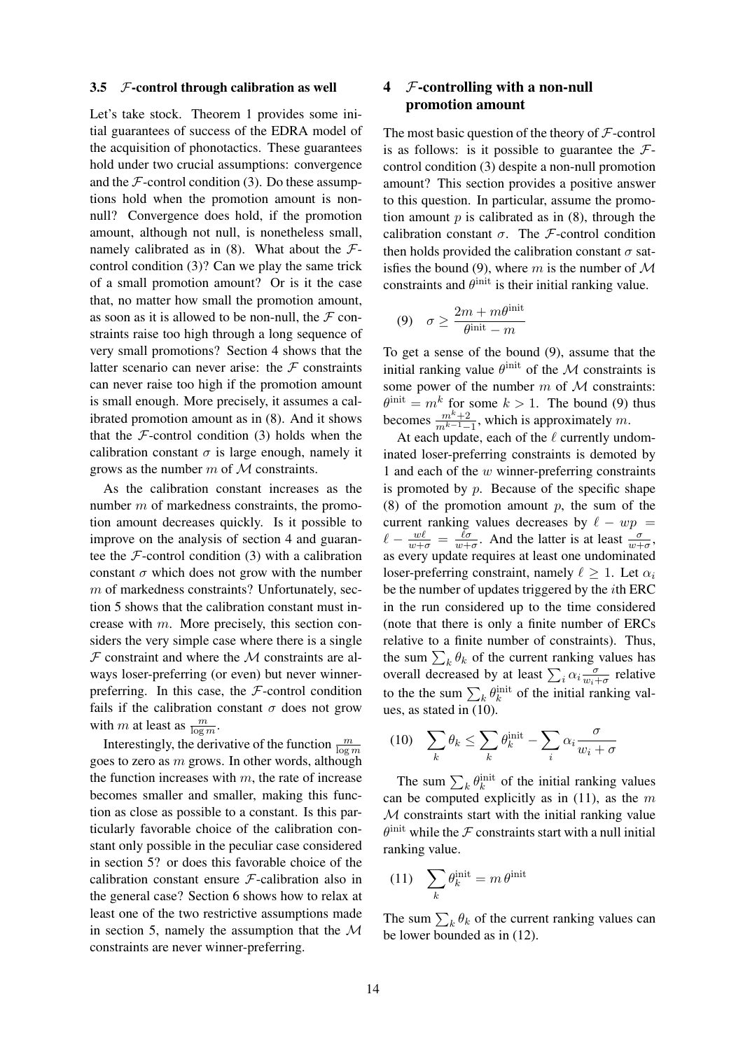### 3.5 $\mathcal{F}$-control through calibration as well

Let's take stock. Theorem 1 provides some initial guarantees of success of the EDRA model of the acquisition of phonotactics. These guarantees hold under two crucial assumptions: convergence and the $\mathcal{F}$-control condition (3). Do these assumptions hold when the promotion amount is non-null? Convergence does hold, if the promotion amount, although not null, is nonetheless small, namely calibrated as in (8). What about the $\mathcal{F}$-control condition (3)? Can we play the same trick of a small promotion amount? Or is it the case that, no matter how small the promotion amount, as soon as it is allowed to be non-null, the $\mathcal{F}$ constraints raise too high through a long sequence of very small promotions? Section 4 shows that the latter scenario can never arise: the $\mathcal{F}$ constraints can never raise too high if the promotion amount is small enough. More precisely, it assumes a calibrated promotion amount as in (8). And it shows that the $\mathcal{F}$-control condition (3) holds when the calibration constant $\sigma$ is large enough, namely it grows as the number $m$ of $\mathcal{M}$ constraints.

As the calibration constant increases as the number $m$ of markedness constraints, the promotion amount decreases quickly. Is it possible to improve on the analysis of section 4 and guarantee the $\mathcal{F}$-control condition (3) with a calibration constant $\sigma$ which does not grow with the number $m$ of markedness constraints? Unfortunately, section 5 shows that the calibration constant must increase with $m$. More precisely, this section considers the very simple case where there is a single $\mathcal{F}$ constraint and where the $\mathcal{M}$ constraints are always loser-preferring (or even) but never winner-preferring. In this case, the $\mathcal{F}$-control condition fails if the calibration constant $\sigma$ does not grow with $m$ at least as $\frac{m}{\log m}$.

Interestingly, the derivative of the function $\frac{m}{\log m}$ goes to zero as $m$ grows. In other words, although the function increases with $m$, the rate of increase becomes smaller and smaller, making this function as close as possible to a constant. Is this particularly favorable choice of the calibration constant only possible in the peculiar case considered in section 5? or does this favorable choice of the calibration constant ensure $\mathcal{F}$-calibration also in the general case? Section 6 shows how to relax at least one of the two restrictive assumptions made in section 5, namely the assumption that the $\mathcal{M}$ constraints are never winner-preferring.

## 4 $\mathcal{F}$-controlling with a non-null promotion amount

The most basic question of the theory of $\mathcal{F}$-control is as follows: is it possible to guarantee the $\mathcal{F}$-control condition (3) despite a non-null promotion amount? This section provides a positive answer to this question. In particular, assume the promotion amount $p$ is calibrated as in (8), through the calibration constant $\sigma$. The $\mathcal{F}$-control condition then holds provided the calibration constant $\sigma$ satisfies the bound (9), where $m$ is the number of $\mathcal{M}$ constraints and $\theta^{\text{init}}$ is their initial ranking value.

$$(9) \quad \sigma \geq \frac{2m + m\theta^{\text{init}}}{\theta^{\text{init}} - m}$$

To get a sense of the bound (9), assume that the initial ranking value $\theta^{\text{init}}$ of the $\mathcal{M}$ constraints is some power of the number $m$ of $\mathcal{M}$ constraints: $\theta^{\text{init}} = m^k$ for some $k > 1$. The bound (9) thus becomes $\frac{m^k+2}{m^{k-1}-1}$, which is approximately $m$.

At each update, each of the $\ell$ currently undominated loser-preferring constraints is demoted by 1 and each of the $w$ winner-preferring constraints is promoted by $p$. Because of the specific shape (8) of the promotion amount $p$, the sum of the current ranking values decreases by $\ell - wp = \ell - \frac{w\ell}{w+\sigma} = \frac{\ell\sigma}{w+\sigma}$. And the latter is at least $\frac{\sigma}{w+\sigma}$, as every update requires at least one undominated loser-preferring constraint, namely $\ell \geq 1$. Let $\alpha_i$ be the number of updates triggered by the $i$th ERC in the run considered up to the time considered (note that there is only a finite number of ERCs relative to a finite number of constraints). Thus, the sum $\sum_k \theta_k$ of the current ranking values has overall decreased by at least $\sum_i \alpha_i \frac{\sigma}{w_i+\sigma}$ relative to the the sum $\sum_k \theta_k^{\text{init}}$ of the initial ranking values, as stated in (10).

$$(10) \quad \sum_k \theta_k \leq \sum_k \theta_k^{\text{init}} - \sum_i \alpha_i \frac{\sigma}{w_i + \sigma}$$

The sum $\sum_k \theta_k^{\text{init}}$ of the initial ranking values can be computed explicitly as in (11), as the $m$ $\mathcal{M}$ constraints start with the initial ranking value $\theta^{\text{init}}$ while the $\mathcal{F}$ constraints start with a null initial ranking value.

$$(11) \quad \sum_k \theta_k^{\text{init}} = m\,\theta^{\text{init}}$$

The sum $\sum_k \theta_k$ of the current ranking values can be lower bounded as in (12).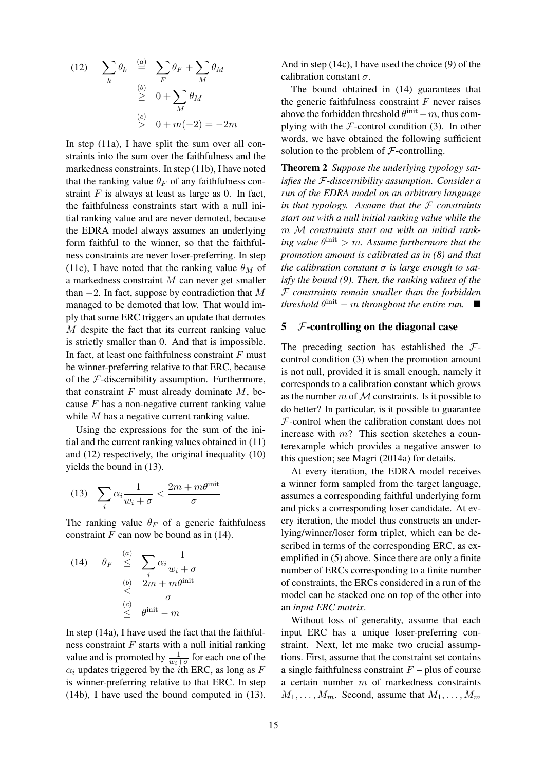$$
(12) \quad \sum_k \theta_k \overset{(a)}{=} \sum_F \theta_F + \sum_M \theta_M \overset{(b)}{\geq} 0 + \sum_M \theta_M \overset{(c)}{>} 0 + m(-2) = -2m
$$

In step (11a), I have split the sum over all constraints into the sum over the faithfulness and the markedness constraints. In step (11b), I have noted that the ranking value $\theta_F$ of any faithfulness constraint $F$ is always at least as large as 0. In fact, the faithfulness constraints start with a null initial ranking value and are never demoted, because the EDRA model always assumes an underlying form faithful to the winner, so that the faithfulness constraints are never loser-preferring. In step (11c), I have noted that the ranking value $\theta_M$ of a markedness constraint $M$ can never get smaller than $-2$. In fact, suppose by contradiction that $M$ managed to be demoted that low. That would imply that some ERC triggers an update that demotes $M$ despite the fact that its current ranking value is strictly smaller than 0. And that is impossible. In fact, at least one faithfulness constraint $F$ must be winner-preferring relative to that ERC, because of the $\mathcal{F}$-discernibility assumption. Furthermore, that constraint $F$ must already dominate $M$, because $F$ has a non-negative current ranking value while $M$ has a negative current ranking value.

Using the expressions for the sum of the initial and the current ranking values obtained in (11) and (12) respectively, the original inequality (10) yields the bound in (13).

$$
(13) \quad \sum_i \alpha_i \frac{1}{w_i + \sigma} < \frac{2m + m\theta^{\text{init}}}{\sigma}
$$

The ranking value $\theta_F$ of a generic faithfulness constraint $F$ can now be bound as in (14).

$$
(14) \quad \theta_F \overset{(a)}{\leq} \sum_i \alpha_i \frac{1}{w_i + \sigma} \overset{(b)}{<} \frac{2m + m\theta^{\text{init}}}{\sigma} \overset{(c)}{\leq} \theta^{\text{init}} - m
$$

In step (14a), I have used the fact that the faithfulness constraint $F$ starts with a null initial ranking value and is promoted by $\frac{1}{w_i+\sigma}$ for each one of the $\alpha_i$ updates triggered by the $i$th ERC, as long as $F$ is winner-preferring relative to that ERC. In step (14b), I have used the bound computed in (13). And in step (14c), I have used the choice (9) of the calibration constant $\sigma$.

The bound obtained in (14) guarantees that the generic faithfulness constraint $F$ never raises above the forbidden threshold $\theta^{\text{init}} - m$, thus complying with the $\mathcal{F}$-control condition (3). In other words, we have obtained the following sufficient solution to the problem of $\mathcal{F}$-controlling.

**Theorem 2** *Suppose the underlying typology satisfies the $\mathcal{F}$-discernibility assumption. Consider a run of the EDRA model on an arbitrary language in that typology. Assume that the $\mathcal{F}$ constraints start out with a null initial ranking value while the $m$ $\mathcal{M}$ constraints start out with an initial ranking value $\theta^{\text{init}} > m$. Assume furthermore that the promotion amount is calibrated as in (8) and that the calibration constant $\sigma$ is large enough to satisfy the bound (9). Then, the ranking values of the $\mathcal{F}$ constraints remain smaller than the forbidden threshold $\theta^{\text{init}} - m$ throughout the entire run.* ∎

## 5 $\mathcal{F}$-controlling on the diagonal case

The preceding section has established the $\mathcal{F}$-control condition (3) when the promotion amount is not null, provided it is small enough, namely it corresponds to a calibration constant which grows as the number $m$ of $\mathcal{M}$ constraints. Is it possible to do better? In particular, is it possible to guarantee $\mathcal{F}$-control when the calibration constant does not increase with $m$? This section sketches a counterexample which provides a negative answer to this question; see Magri (2014a) for details.

At every iteration, the EDRA model receives a winner form sampled from the target language, assumes a corresponding faithful underlying form and picks a corresponding loser candidate. At every iteration, the model thus constructs an underlying/winner/loser form triplet, which can be described in terms of the corresponding ERC, as exemplified in (5) above. Since there are only a finite number of ERCs corresponding to a finite number of constraints, the ERCs considered in a run of the model can be stacked one on top of the other into an *input ERC matrix*.

Without loss of generality, assume that each input ERC has a unique loser-preferring constraint. Next, let me make two crucial assumptions. First, assume that the constraint set contains a single faithfulness constraint $F$ – plus of course a certain number $m$ of markedness constraints $M_1, \ldots, M_m$. Second, assume that $M_1, \ldots, M_m$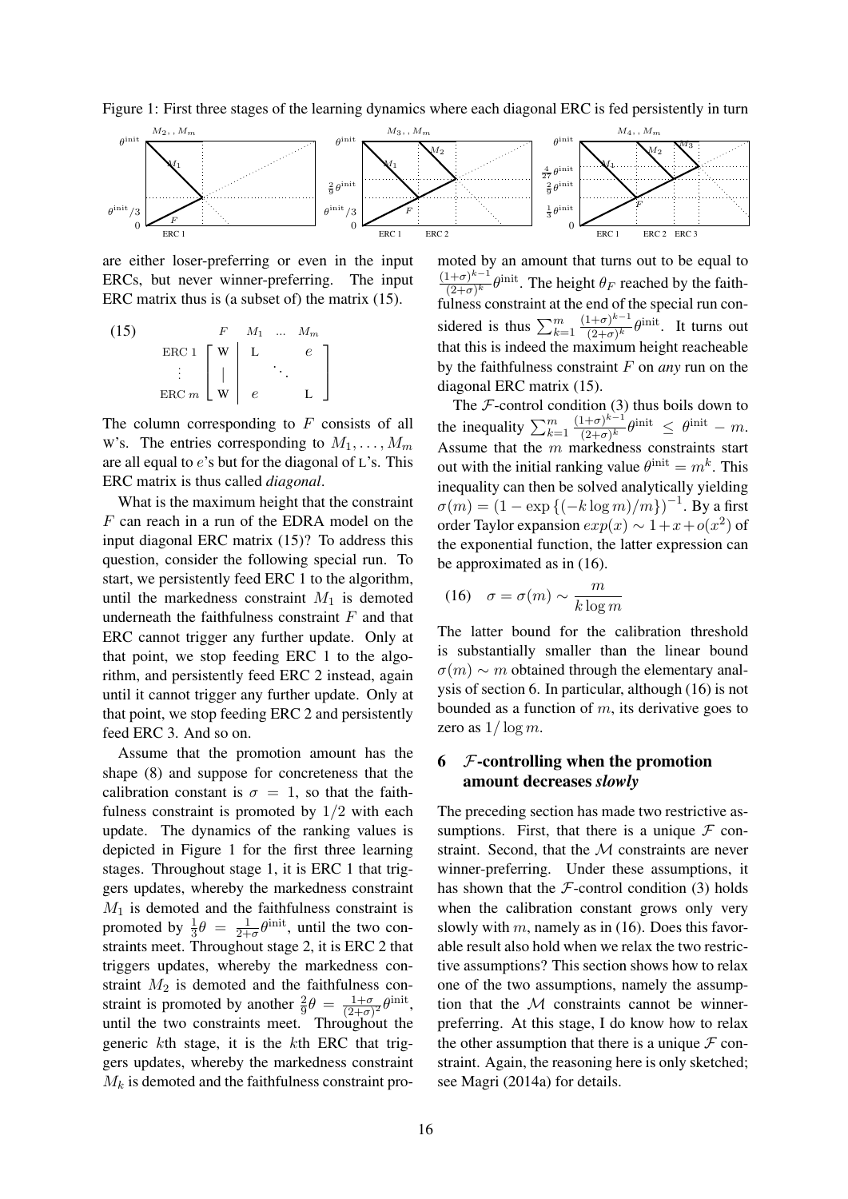Figure 1: First three stages of the learning dynamics where each diagonal ERC is fed persistently in turn

are either loser-preferring or even in the input ERCs, but never winner-preferring. The input ERC matrix thus is (a subset of) the matrix (15).

$$
\text{(15)} \quad
\begin{array}{c}
\\
\text{ERC } 1 \\
\vdots \\
\text{ERC } m
\end{array}
\begin{array}{c}
\begin{array}{cccc} F & M_1 & \ldots & M_m \end{array} \\
\left[\begin{array}{c|ccc}
\text{W} & \text{L} & & e \\
| & & \ddots & \\
\text{W} & e & & \text{L}
\end{array}\right]
\end{array}
$$

The column corresponding to $F$ consists of all W's. The entries corresponding to $M_1, \ldots, M_m$ are all equal to $e$'s but for the diagonal of L's. This ERC matrix is thus called *diagonal*.

What is the maximum height that the constraint $F$ can reach in a run of the EDRA model on the input diagonal ERC matrix (15)? To address this question, consider the following special run. To start, we persistently feed ERC 1 to the algorithm, until the markedness constraint $M_1$ is demoted underneath the faithfulness constraint $F$ and that ERC cannot trigger any further update. Only at that point, we stop feeding ERC 1 to the algorithm, and persistently feed ERC 2 instead, again until it cannot trigger any further update. Only at that point, we stop feeding ERC 2 and persistently feed ERC 3. And so on.

Assume that the promotion amount has the shape (8) and suppose for concreteness that the calibration constant is $\sigma = 1$, so that the faithfulness constraint is promoted by $1/2$ with each update. The dynamics of the ranking values is depicted in Figure 1 for the first three learning stages. Throughout stage 1, it is ERC 1 that triggers updates, whereby the markedness constraint $M_1$ is demoted and the faithfulness constraint is promoted by $\frac{1}{3}\theta = \frac{1}{2+\sigma}\theta^{\text{init}}$, until the two constraints meet. Throughout stage 2, it is ERC 2 that triggers updates, whereby the markedness constraint $M_2$ is demoted and the faithfulness constraint is promoted by another $\frac{2}{9}\theta = \frac{1+\sigma}{(2+\sigma)^2}\theta^{\text{init}}$, until the two constraints meet. Throughout the generic $k$th stage, it is the $k$th ERC that triggers updates, whereby the markedness constraint $M_k$ is demoted and the faithfulness constraint promoted by an amount that turns out to be equal to $\frac{(1+\sigma)^{k-1}}{(2+\sigma)^k}\theta^{\text{init}}$. The height $\theta_F$ reached by the faithfulness constraint at the end of the special run considered is thus $\sum_{k=1}^{m} \frac{(1+\sigma)^{k-1}}{(2+\sigma)^k}\theta^{\text{init}}$. It turns out that this is indeed the maximum height reacheable by the faithfulness constraint $F$ on *any* run on the diagonal ERC matrix (15).

The $\mathcal{F}$-control condition (3) thus boils down to the inequality $\sum_{k=1}^{m} \frac{(1+\sigma)^{k-1}}{(2+\sigma)^k}\theta^{\text{init}} \leq \theta^{\text{init}} - m$. Assume that the $m$ markedness constraints start out with the initial ranking value $\theta^{\text{init}} = m^k$. This inequality can then be solved analytically yielding $\sigma(m) = (1 - \exp\{(-k\log m)/m\})^{-1}$. By a first order Taylor expansion $exp(x) \sim 1 + x + o(x^2)$ of the exponential function, the latter expression can be approximated as in (16).

$$
\text{(16)} \quad \sigma = \sigma(m) \sim \frac{m}{k\log m}
$$

The latter bound for the calibration threshold is substantially smaller than the linear bound $\sigma(m) \sim m$ obtained through the elementary analysis of section 6. In particular, although (16) is not bounded as a function of $m$, its derivative goes to zero as $1/\log m$.

## 6 $\mathcal{F}$-controlling when the promotion amount decreases *slowly*

The preceding section has made two restrictive assumptions. First, that there is a unique $\mathcal{F}$ constraint. Second, that the $\mathcal{M}$ constraints are never winner-preferring. Under these assumptions, it has shown that the $\mathcal{F}$-control condition (3) holds when the calibration constant grows only very slowly with $m$, namely as in (16). Does this favorable result also hold when we relax the two restrictive assumptions? This section shows how to relax one of the two assumptions, namely the assumption that the $\mathcal{M}$ constraints cannot be winner-preferring. At this stage, I do know how to relax the other assumption that there is a unique $\mathcal{F}$ constraint. Again, the reasoning here is only sketched; see Magri (2014a) for details.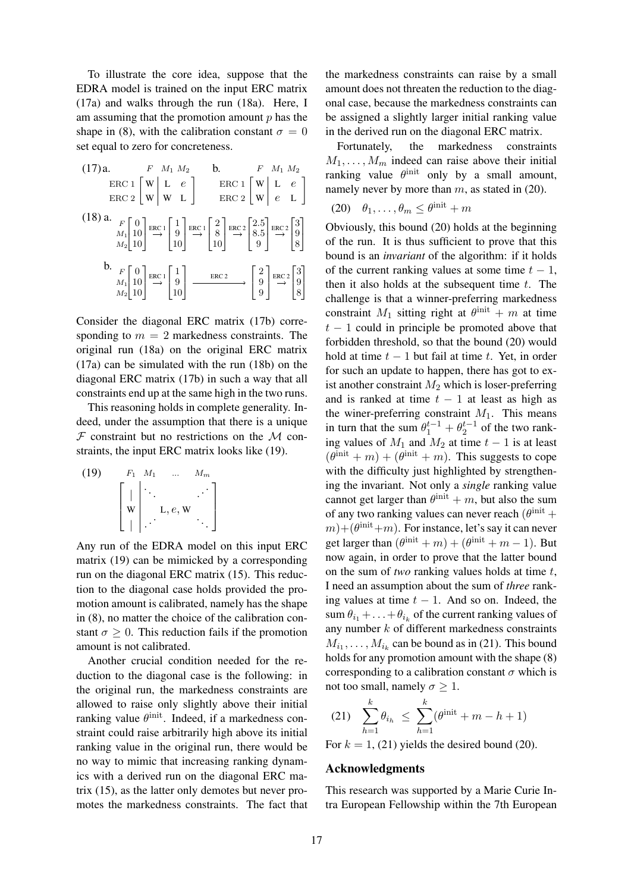To illustrate the core idea, suppose that the EDRA model is trained on the input ERC matrix (17a) and walks through the run (18a). Here, I am assuming that the promotion amount $p$ has the shape in (8), with the calibration constant $\sigma = 0$ set equal to zero for concreteness.

(17) a.
$$\begin{array}{c} \\ \text{ERC 1} \\ \text{ERC 2} \end{array} \begin{array}{c} \begin{array}{ccc} F & M_1 & M_2 \end{array} \\ \left[\begin{array}{c|cc} \text{W} & \text{L} & e \\ \text{W} & \text{W} & \text{L} \end{array}\right] \end{array}$$

b.
$$\begin{array}{c} \\ \text{ERC 1} \\ \text{ERC 2} \end{array} \begin{array}{c} \begin{array}{ccc} F & M_1 & M_2 \end{array} \\ \left[\begin{array}{c|cc} \text{W} & \text{L} & e \\ \text{W} & e & \text{L} \end{array}\right] \end{array}$$

(18) a.
$$\begin{array}{c} F \\ M_1 \\ M_2 \end{array} \begin{bmatrix} 0 \\ 10 \\ 10 \end{bmatrix} \overset{\text{ERC 1}}{\longrightarrow} \begin{bmatrix} 1 \\ 9 \\ 10 \end{bmatrix} \overset{\text{ERC 1}}{\longrightarrow} \begin{bmatrix} 2 \\ 8 \\ 10 \end{bmatrix} \overset{\text{ERC 2}}{\longrightarrow} \begin{bmatrix} 2.5 \\ 8.5 \\ 9 \end{bmatrix} \overset{\text{ERC 2}}{\longrightarrow} \begin{bmatrix} 3 \\ 9 \\ 8 \end{bmatrix}$$

b.
$$\begin{array}{c} F \\ M_1 \\ M_2 \end{array} \begin{bmatrix} 0 \\ 10 \\ 10 \end{bmatrix} \overset{\text{ERC 1}}{\longrightarrow} \begin{bmatrix} 1 \\ 9 \\ 10 \end{bmatrix} \xrightarrow{\qquad \text{ERC 2} \qquad} \begin{bmatrix} 2 \\ 9 \\ 9 \end{bmatrix} \overset{\text{ERC 2}}{\longrightarrow} \begin{bmatrix} 3 \\ 9 \\ 8 \end{bmatrix}$$

Consider the diagonal ERC matrix (17b) corresponding to $m = 2$ markedness constraints. The original run (18a) on the original ERC matrix (17a) can be simulated with the run (18b) on the diagonal ERC matrix (17b) in such a way that all constraints end up at the same high in the two runs.

This reasoning holds in complete generality. Indeed, under the assumption that there is a unique $\mathcal{F}$ constraint but no restrictions on the $\mathcal{M}$ constraints, the input ERC matrix looks like (19).

(19)
$$\begin{array}{c} \begin{array}{cccc} F_1 & M_1 & \dots & M_m \end{array} \\ \left[\begin{array}{c|ccc} | & \ddots & & \iddots \\ \text{W} & & \text{L}, e, \text{W} & \\ | & \iddots & & \ddots \end{array}\right] \end{array}$$

Any run of the EDRA model on this input ERC matrix (19) can be mimicked by a corresponding run on the diagonal ERC matrix (15). This reduction to the diagonal case holds provided the promotion amount is calibrated, namely has the shape in (8), no matter the choice of the calibration constant $\sigma \geq 0$. This reduction fails if the promotion amount is not calibrated.

Another crucial condition needed for the reduction to the diagonal case is the following: in the original run, the markedness constraints are allowed to raise only slightly above their initial ranking value $\theta^{\text{init}}$. Indeed, if a markedness constraint could raise arbitrarily high above its initial ranking value in the original run, there would be no way to mimic that increasing ranking dynamics with a derived run on the diagonal ERC matrix (15), as the latter only demotes but never promotes the markedness constraints. The fact that the markedness constraints can raise by a small amount does not threaten the reduction to the diagonal case, because the markedness constraints can be assigned a slightly larger initial ranking value in the derived run on the diagonal ERC matrix.

Fortunately, the markedness constraints $M_1, \dots, M_m$ indeed can raise above their initial ranking value $\theta^{\text{init}}$ only by a small amount, namely never by more than $m$, as stated in (20).

(20) $\theta_1, \dots, \theta_m \leq \theta^{\text{init}} + m$

Obviously, this bound (20) holds at the beginning of the run. It is thus sufficient to prove that this bound is an *invariant* of the algorithm: if it holds of the current ranking values at some time $t - 1$, then it also holds at the subsequent time $t$. The challenge is that a winner-preferring markedness constraint $M_1$ sitting right at $\theta^{\text{init}} + m$ at time $t - 1$ could in principle be promoted above that forbidden threshold, so that the bound (20) would hold at time $t - 1$ but fail at time $t$. Yet, in order for such an update to happen, there has got to exist another constraint $M_2$ which is loser-preferring and is ranked at time $t - 1$ at least as high as the winer-preferring constraint $M_1$. This means in turn that the sum $\theta_1^{t-1} + \theta_2^{t-1}$ of the two ranking values of $M_1$ and $M_2$ at time $t - 1$ is at least $(\theta^{\text{init}} + m) + (\theta^{\text{init}} + m)$. This suggests to cope with the difficulty just highlighted by strengthening the invariant. Not only a *single* ranking value cannot get larger than $\theta^{\text{init}} + m$, but also the sum of any two ranking values can never reach $(\theta^{\text{init}} + m) + (\theta^{\text{init}} + m)$. For instance, let's say it can never get larger than $(\theta^{\text{init}} + m) + (\theta^{\text{init}} + m - 1)$. But now again, in order to prove that the latter bound on the sum of *two* ranking values holds at time $t$, I need an assumption about the sum of *three* ranking values at time $t - 1$. And so on. Indeed, the sum $\theta_{i_1} + \ldots + \theta_{i_k}$ of the current ranking values of any number $k$ of different markedness constraints $M_{i_1}, \dots, M_{i_k}$ can be bound as in (21). This bound holds for any promotion amount with the shape (8) corresponding to a calibration constant $\sigma$ which is not too small, namely $\sigma \geq 1$.

(21) $$\sum_{h=1}^{k} \theta_{i_h} \;\leq\; \sum_{h=1}^{k} (\theta^{\text{init}} + m - h + 1)$$

For $k = 1$, (21) yields the desired bound (20).

## Acknowledgments

This research was supported by a Marie Curie Intra European Fellowship within the 7th European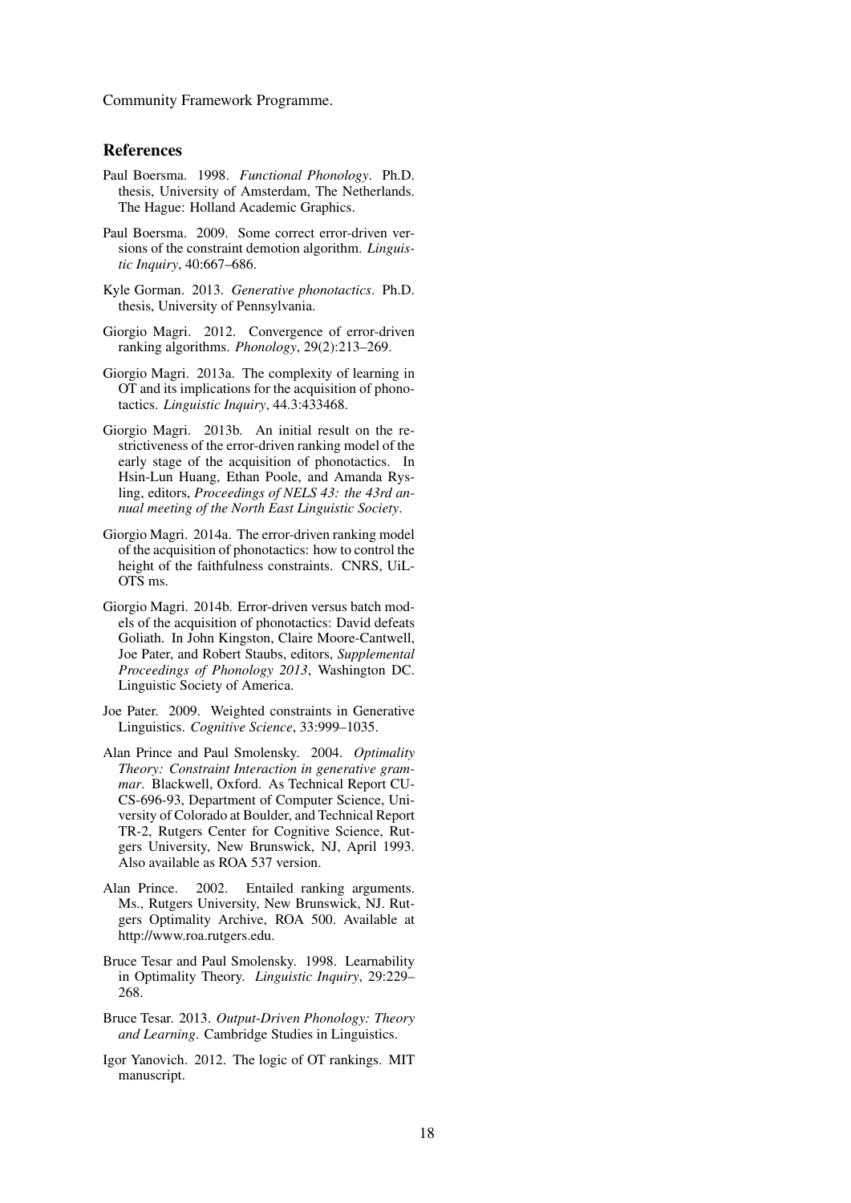Community Framework Programme.

## References

Paul Boersma. 1998. *Functional Phonology*. Ph.D. thesis, University of Amsterdam, The Netherlands. The Hague: Holland Academic Graphics.

Paul Boersma. 2009. Some correct error-driven versions of the constraint demotion algorithm. *Linguistic Inquiry*, 40:667–686.

Kyle Gorman. 2013. *Generative phonotactics*. Ph.D. thesis, University of Pennsylvania.

Giorgio Magri. 2012. Convergence of error-driven ranking algorithms. *Phonology*, 29(2):213–269.

Giorgio Magri. 2013a. The complexity of learning in OT and its implications for the acquisition of phonotactics. *Linguistic Inquiry*, 44.3:433468.

Giorgio Magri. 2013b. An initial result on the restrictiveness of the error-driven ranking model of the early stage of the acquisition of phonotactics. In Hsin-Lun Huang, Ethan Poole, and Amanda Rysling, editors, *Proceedings of NELS 43: the 43rd annual meeting of the North East Linguistic Society*.

Giorgio Magri. 2014a. The error-driven ranking model of the acquisition of phonotactics: how to control the height of the faithfulness constraints. CNRS, UiL-OTS ms.

Giorgio Magri. 2014b. Error-driven versus batch models of the acquisition of phonotactics: David defeats Goliath. In John Kingston, Claire Moore-Cantwell, Joe Pater, and Robert Staubs, editors, *Supplemental Proceedings of Phonology 2013*, Washington DC. Linguistic Society of America.

Joe Pater. 2009. Weighted constraints in Generative Linguistics. *Cognitive Science*, 33:999–1035.

Alan Prince and Paul Smolensky. 2004. *Optimality Theory: Constraint Interaction in generative grammar*. Blackwell, Oxford. As Technical Report CU-CS-696-93, Department of Computer Science, University of Colorado at Boulder, and Technical Report TR-2, Rutgers Center for Cognitive Science, Rutgers University, New Brunswick, NJ, April 1993. Also available as ROA 537 version.

Alan Prince. 2002. Entailed ranking arguments. Ms., Rutgers University, New Brunswick, NJ. Rutgers Optimality Archive, ROA 500. Available at http://www.roa.rutgers.edu.

Bruce Tesar and Paul Smolensky. 1998. Learnability in Optimality Theory. *Linguistic Inquiry*, 29:229–268.

Bruce Tesar. 2013. *Output-Driven Phonology: Theory and Learning*. Cambridge Studies in Linguistics.

Igor Yanovich. 2012. The logic of OT rankings. MIT manuscript.